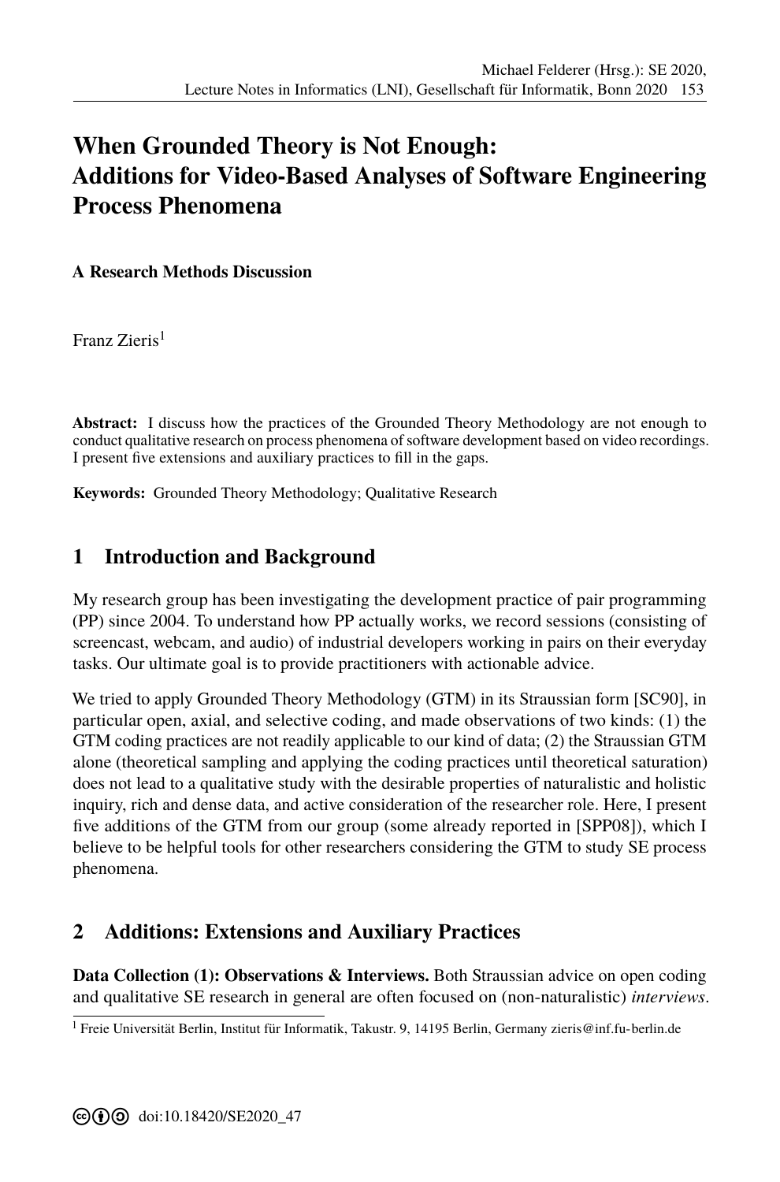# When Grounded Theory is Not Enough: Additions for Video-Based Analyses of Software Engineering Process Phenomena

**A Research Methods Discussion**

Franz Zieris[1]

**Abstract:** I discuss how the practices of the Grounded Theory Methodology are not enough to conduct qualitative research on process phenomena of software development based on video recordings. I present five extensions and auxiliary practices to fill in the gaps.

**Keywords:** Grounded Theory Methodology; Qualitative Research

## 1 Introduction and Background

My research group has been investigating the development practice of pair programming (PP) since 2004. To understand how PP actually works, we record sessions (consisting of screencast, webcam, and audio) of industrial developers working in pairs on their everyday tasks. Our ultimate goal is to provide practitioners with actionable advice.

We tried to apply Grounded Theory Methodology (GTM) in its Straussian form [SC90], in particular open, axial, and selective coding, and made observations of two kinds: (1) the GTM coding practices are not readily applicable to our kind of data; (2) the Straussian GTM alone (theoretical sampling and applying the coding practices until theoretical saturation) does not lead to a qualitative study with the desirable properties of naturalistic and holistic inquiry, rich and dense data, and active consideration of the researcher role. Here, I present five additions of the GTM from our group (some already reported in [SPP08]), which I believe to be helpful tools for other researchers considering the GTM to study SE process phenomena.

## 2 Additions: Extensions and Auxiliary Practices

**Data Collection (1): Observations & Interviews.** Both Straussian advice on open coding and qualitative SE research in general are often focused on (non-naturalistic) *interviews*.

[1] Freie Universität Berlin, Institut für Informatik, Takustr. 9, 14195 Berlin, Germany zieris@inf.fu-berlin.de

doi:10.18420/SE2020_47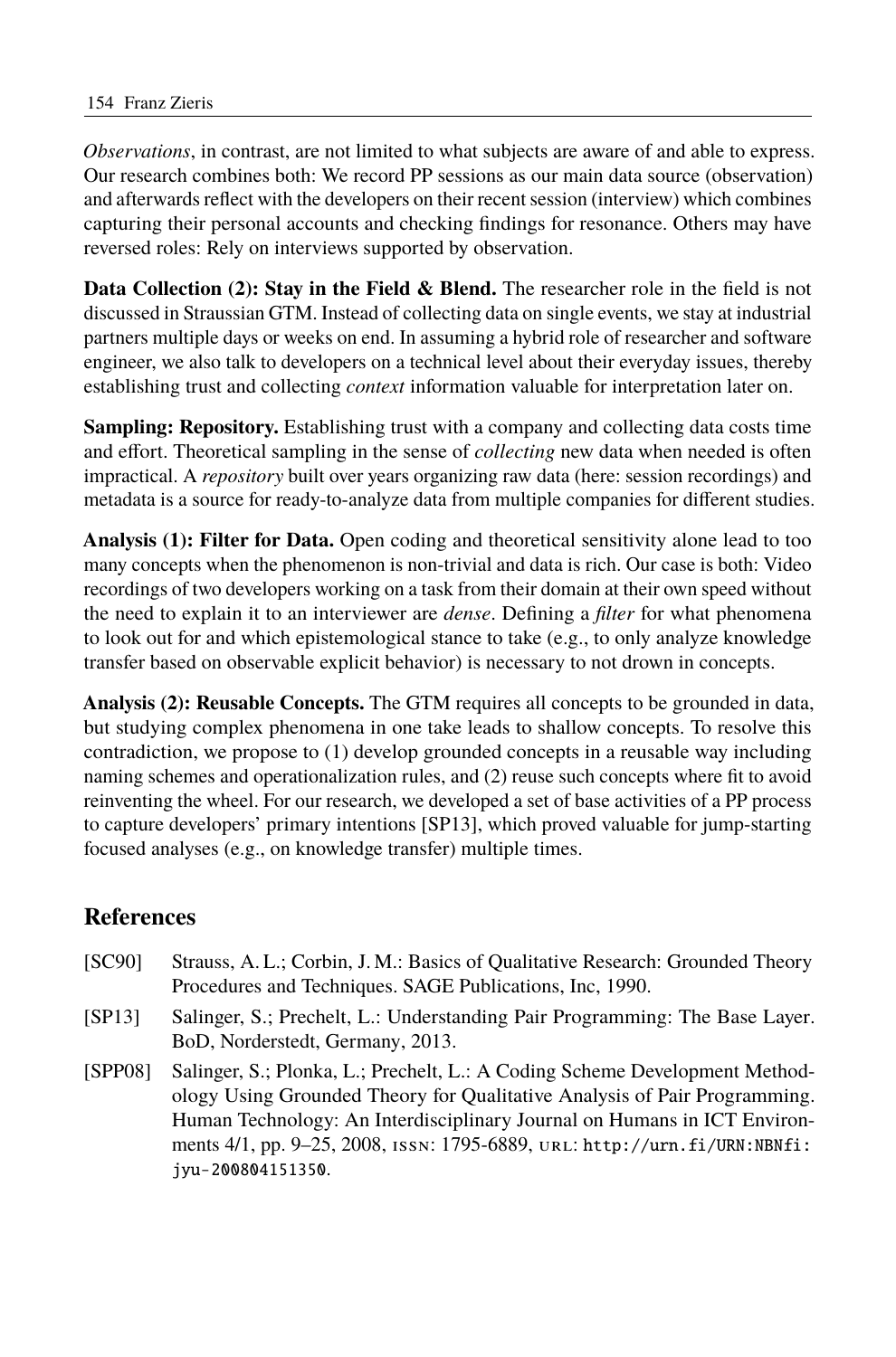*Observations*, in contrast, are not limited to what subjects are aware of and able to express. Our research combines both: We record PP sessions as our main data source (observation) and afterwards reflect with the developers on their recent session (interview) which combines capturing their personal accounts and checking findings for resonance. Others may have reversed roles: Rely on interviews supported by observation.

**Data Collection (2): Stay in the Field & Blend.** The researcher role in the field is not discussed in Straussian GTM. Instead of collecting data on single events, we stay at industrial partners multiple days or weeks on end. In assuming a hybrid role of researcher and software engineer, we also talk to developers on a technical level about their everyday issues, thereby establishing trust and collecting *context* information valuable for interpretation later on.

**Sampling: Repository.** Establishing trust with a company and collecting data costs time and effort. Theoretical sampling in the sense of *collecting* new data when needed is often impractical. A *repository* built over years organizing raw data (here: session recordings) and metadata is a source for ready-to-analyze data from multiple companies for different studies.

**Analysis (1): Filter for Data.** Open coding and theoretical sensitivity alone lead to too many concepts when the phenomenon is non-trivial and data is rich. Our case is both: Video recordings of two developers working on a task from their domain at their own speed without the need to explain it to an interviewer are *dense*. Defining a *filter* for what phenomena to look out for and which epistemological stance to take (e.g., to only analyze knowledge transfer based on observable explicit behavior) is necessary to not drown in concepts.

**Analysis (2): Reusable Concepts.** The GTM requires all concepts to be grounded in data, but studying complex phenomena in one take leads to shallow concepts. To resolve this contradiction, we propose to (1) develop grounded concepts in a reusable way including naming schemes and operationalization rules, and (2) reuse such concepts where fit to avoid reinventing the wheel. For our research, we developed a set of base activities of a PP process to capture developers' primary intentions [SP13], which proved valuable for jump-starting focused analyses (e.g., on knowledge transfer) multiple times.

## References

[SC90] Strauss, A. L.; Corbin, J. M.: Basics of Qualitative Research: Grounded Theory Procedures and Techniques. SAGE Publications, Inc, 1990.

[SP13] Salinger, S.; Prechelt, L.: Understanding Pair Programming: The Base Layer. BoD, Norderstedt, Germany, 2013.

[SPP08] Salinger, S.; Plonka, L.; Prechelt, L.: A Coding Scheme Development Methodology Using Grounded Theory for Qualitative Analysis of Pair Programming. Human Technology: An Interdisciplinary Journal on Humans in ICT Environments 4/1, pp. 9–25, 2008, ISSN: 1795-6889, URL: http://urn.fi/URN:NBNfi:jyu-200804151350.